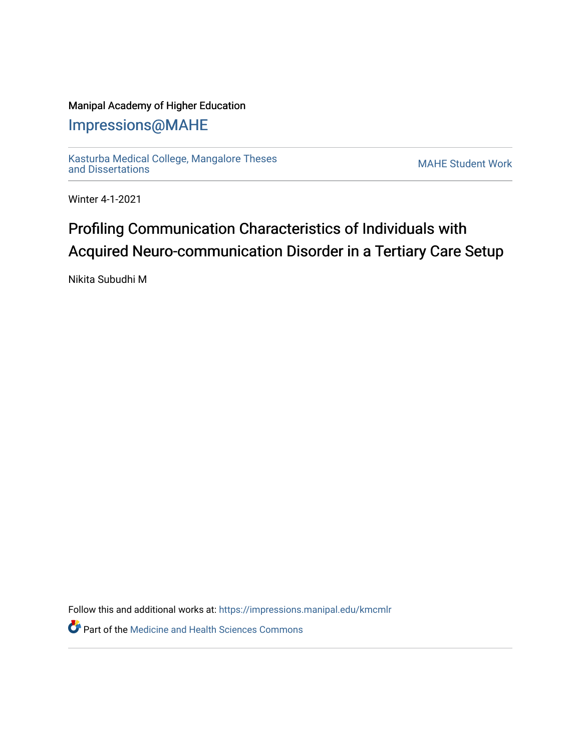Manipal Academy of Higher Education

# Impressions@MAHE

Kasturba Medical College, Mangalore Theses and Dissertations

MAHE Student Work

Winter 4-1-2021

# Profiling Communication Characteristics of Individuals with Acquired Neuro-communication Disorder in a Tertiary Care Setup

Nikita Subudhi M

Follow this and additional works at: https://impressions.manipal.edu/kmcmlr

Part of the Medicine and Health Sciences Commons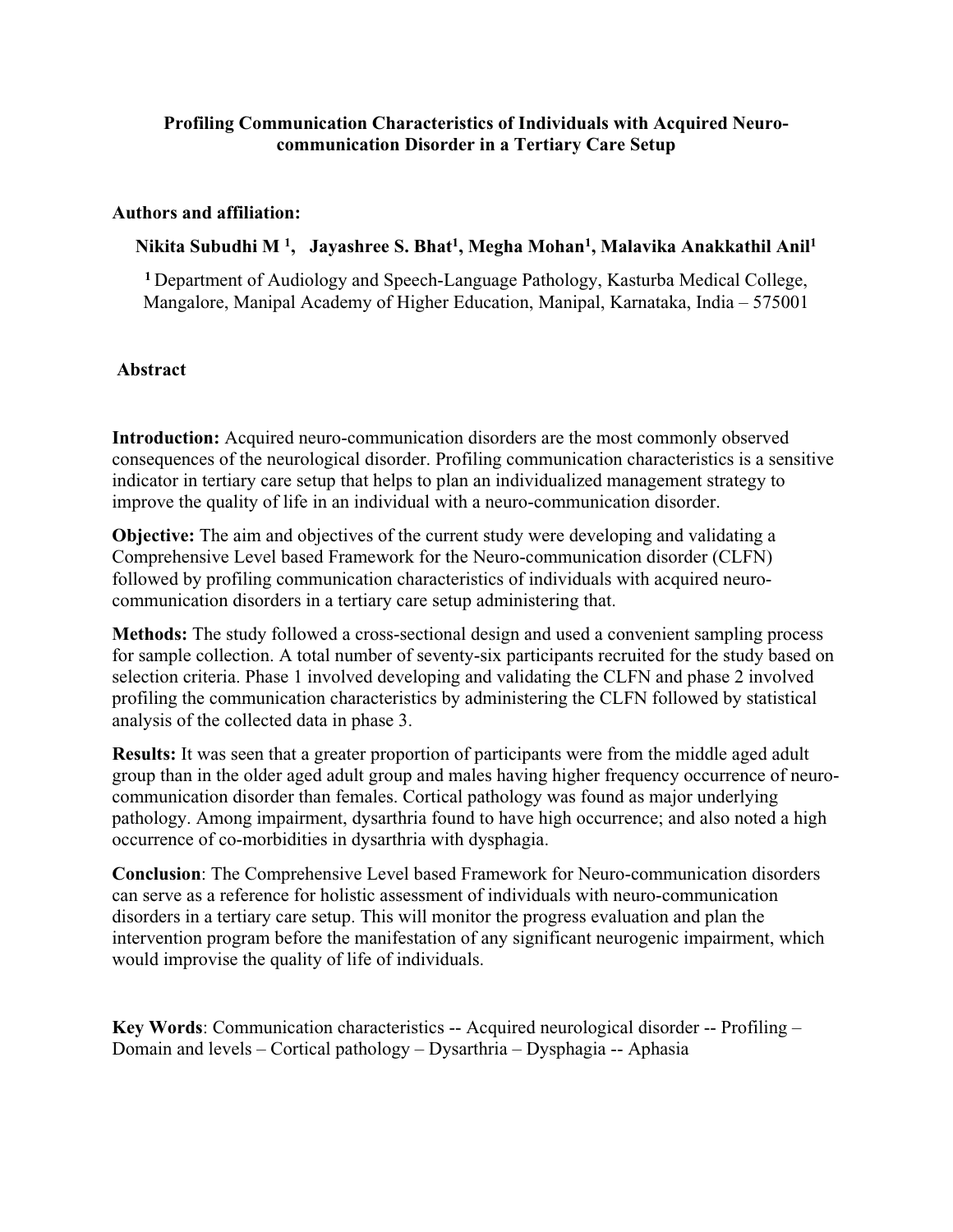**Profiling Communication Characteristics of Individuals with Acquired Neuro-communication Disorder in a Tertiary Care Setup**

**Authors and affiliation:**

**Nikita Subudhi M [1], Jayashree S. Bhat[1], Megha Mohan[1], Malavika Anakkathil Anil[1]**

[1] Department of Audiology and Speech-Language Pathology, Kasturba Medical College, Mangalore, Manipal Academy of Higher Education, Manipal, Karnataka, India – 575001

**Abstract**

**Introduction:** Acquired neuro-communication disorders are the most commonly observed consequences of the neurological disorder. Profiling communication characteristics is a sensitive indicator in tertiary care setup that helps to plan an individualized management strategy to improve the quality of life in an individual with a neuro-communication disorder.

**Objective:** The aim and objectives of the current study were developing and validating a Comprehensive Level based Framework for the Neuro-communication disorder (CLFN) followed by profiling communication characteristics of individuals with acquired neuro-communication disorders in a tertiary care setup administering that.

**Methods:** The study followed a cross-sectional design and used a convenient sampling process for sample collection. A total number of seventy-six participants recruited for the study based on selection criteria. Phase 1 involved developing and validating the CLFN and phase 2 involved profiling the communication characteristics by administering the CLFN followed by statistical analysis of the collected data in phase 3.

**Results:** It was seen that a greater proportion of participants were from the middle aged adult group than in the older aged adult group and males having higher frequency occurrence of neuro-communication disorder than females. Cortical pathology was found as major underlying pathology. Among impairment, dysarthria found to have high occurrence; and also noted a high occurrence of co-morbidities in dysarthria with dysphagia.

**Conclusion**: The Comprehensive Level based Framework for Neuro-communication disorders can serve as a reference for holistic assessment of individuals with neuro-communication disorders in a tertiary care setup. This will monitor the progress evaluation and plan the intervention program before the manifestation of any significant neurogenic impairment, which would improvise the quality of life of individuals.

**Key Words**: Communication characteristics -- Acquired neurological disorder -- Profiling – Domain and levels – Cortical pathology – Dysarthria – Dysphagia -- Aphasia